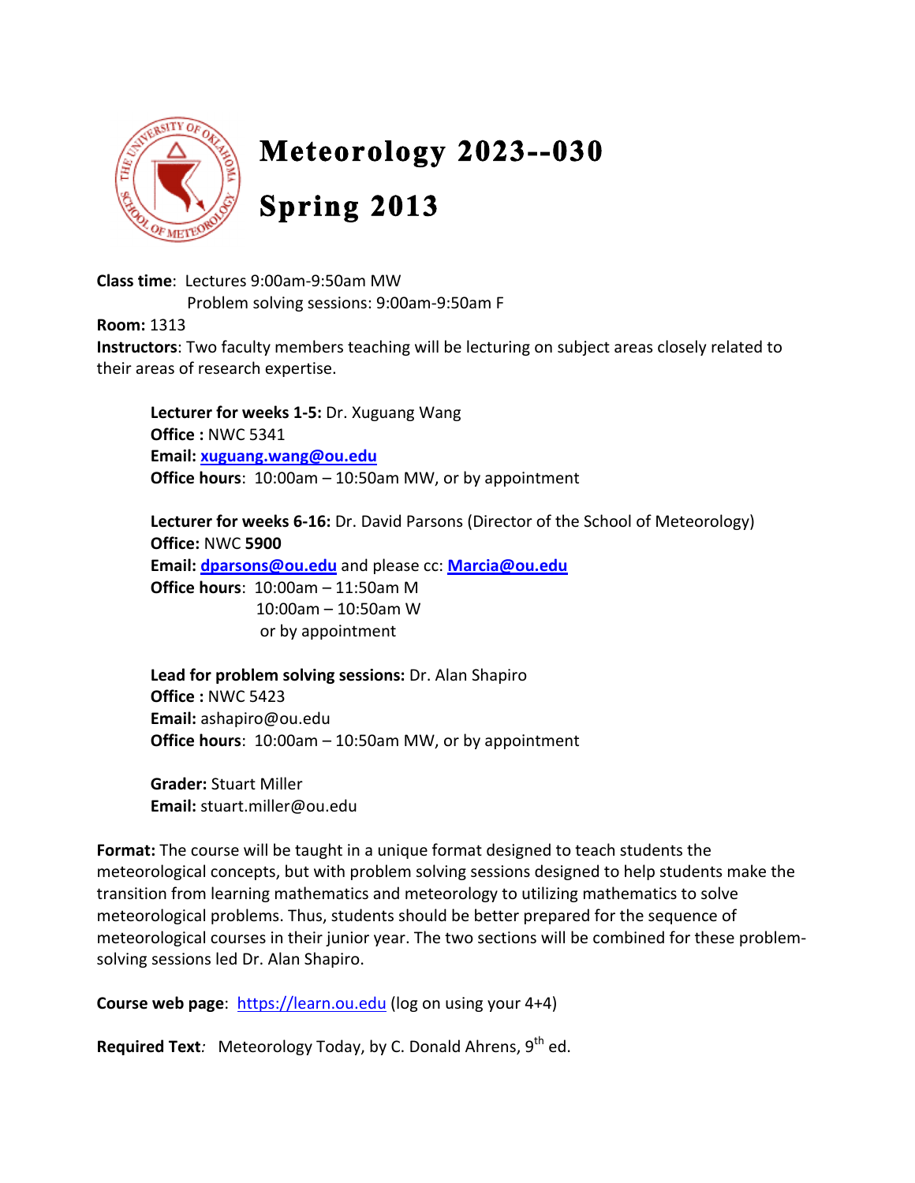# Meteorology 2023--030

# Spring 2013

**Class time**: Lectures 9:00am-9:50am MW
Problem solving sessions: 9:00am-9:50am F

**Room:** 1313

**Instructors**: Two faculty members teaching will be lecturing on subject areas closely related to their areas of research expertise.

**Lecturer for weeks 1-5:** Dr. Xuguang Wang
**Office :** NWC 5341
**Email:** **xuguang.wang@ou.edu**
**Office hours**: 10:00am – 10:50am MW, or by appointment

**Lecturer for weeks 6-16:** Dr. David Parsons (Director of the School of Meteorology)
**Office:** NWC **5900**
**Email:** **dparsons@ou.edu** and please cc: **Marcia@ou.edu**
**Office hours**: 10:00am – 11:50am M
10:00am – 10:50am W
or by appointment

**Lead for problem solving sessions:** Dr. Alan Shapiro
**Office :** NWC 5423
**Email:** ashapiro@ou.edu
**Office hours**: 10:00am – 10:50am MW, or by appointment

**Grader:** Stuart Miller
**Email:** stuart.miller@ou.edu

**Format:** The course will be taught in a unique format designed to teach students the meteorological concepts, but with problem solving sessions designed to help students make the transition from learning mathematics and meteorology to utilizing mathematics to solve meteorological problems. Thus, students should be better prepared for the sequence of meteorological courses in their junior year. The two sections will be combined for these problem-solving sessions led Dr. Alan Shapiro.

**Course web page**: https://learn.ou.edu (log on using your 4+4)

**Required Text***:* Meteorology Today, by C. Donald Ahrens, 9th ed.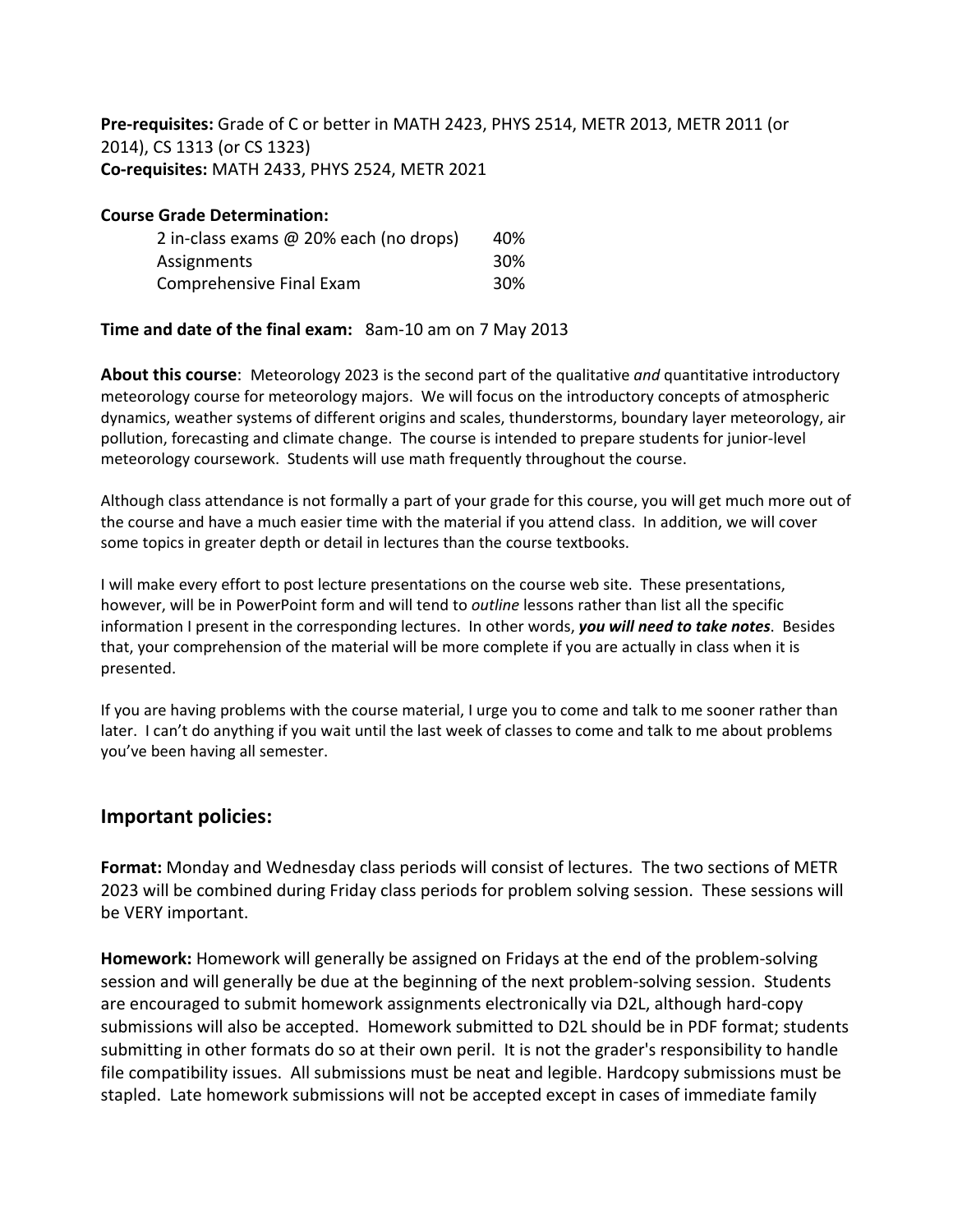**Pre-requisites:** Grade of C or better in MATH 2423, PHYS 2514, METR 2013, METR 2011 (or 2014), CS 1313 (or CS 1323)
**Co-requisites:** MATH 2433, PHYS 2524, METR 2021

**Course Grade Determination:**

| | |
|---|---|
| 2 in-class exams @ 20% each (no drops) | 40% |
| Assignments | 30% |
| Comprehensive Final Exam | 30% |

**Time and date of the final exam:** 8am-10 am on 7 May 2013

**About this course**: Meteorology 2023 is the second part of the qualitative *and* quantitative introductory meteorology course for meteorology majors. We will focus on the introductory concepts of atmospheric dynamics, weather systems of different origins and scales, thunderstorms, boundary layer meteorology, air pollution, forecasting and climate change. The course is intended to prepare students for junior-level meteorology coursework. Students will use math frequently throughout the course.

Although class attendance is not formally a part of your grade for this course, you will get much more out of the course and have a much easier time with the material if you attend class. In addition, we will cover some topics in greater depth or detail in lectures than the course textbooks.

I will make every effort to post lecture presentations on the course web site. These presentations, however, will be in PowerPoint form and will tend to *outline* lessons rather than list all the specific information I present in the corresponding lectures. In other words, ***you will need to take notes***. Besides that, your comprehension of the material will be more complete if you are actually in class when it is presented.

If you are having problems with the course material, I urge you to come and talk to me sooner rather than later. I can't do anything if you wait until the last week of classes to come and talk to me about problems you've been having all semester.

## Important policies:

**Format:** Monday and Wednesday class periods will consist of lectures. The two sections of METR 2023 will be combined during Friday class periods for problem solving session. These sessions will be VERY important.

**Homework:** Homework will generally be assigned on Fridays at the end of the problem-solving session and will generally be due at the beginning of the next problem-solving session. Students are encouraged to submit homework assignments electronically via D2L, although hard-copy submissions will also be accepted. Homework submitted to D2L should be in PDF format; students submitting in other formats do so at their own peril. It is not the grader's responsibility to handle file compatibility issues. All submissions must be neat and legible. Hardcopy submissions must be stapled. Late homework submissions will not be accepted except in cases of immediate family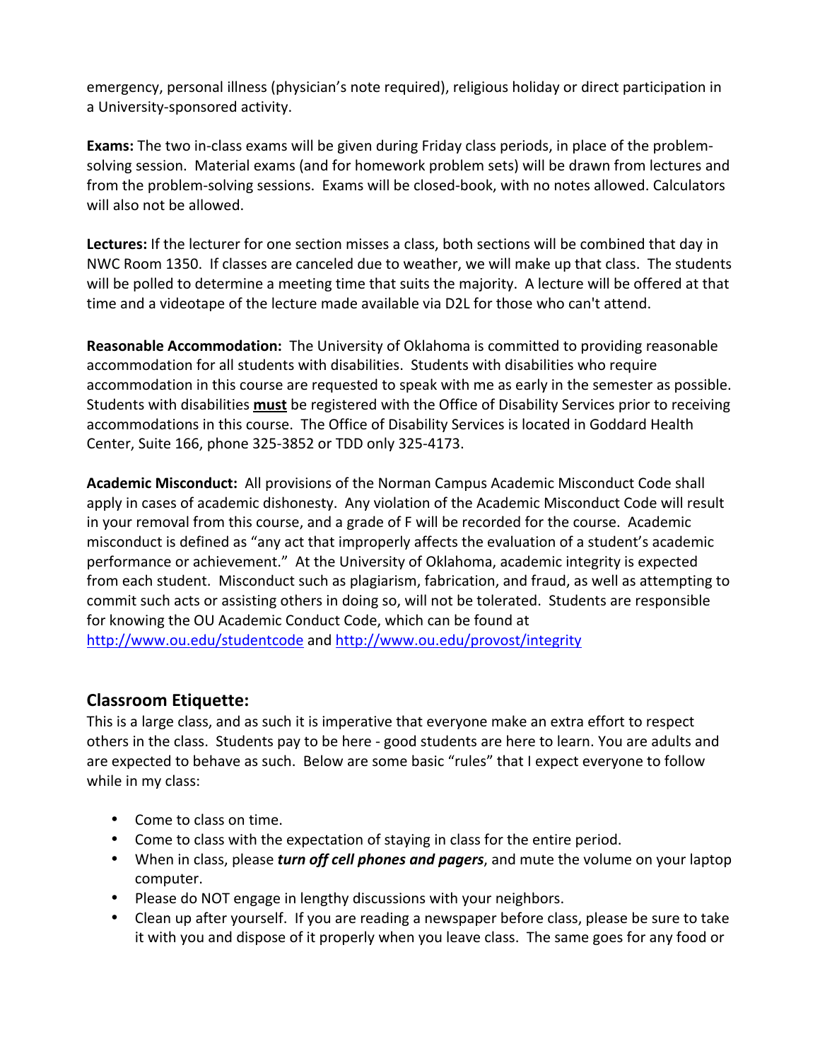emergency, personal illness (physician's note required), religious holiday or direct participation in a University-sponsored activity.

**Exams:** The two in-class exams will be given during Friday class periods, in place of the problem-solving session. Material exams (and for homework problem sets) will be drawn from lectures and from the problem-solving sessions. Exams will be closed-book, with no notes allowed. Calculators will also not be allowed.

**Lectures:** If the lecturer for one section misses a class, both sections will be combined that day in NWC Room 1350. If classes are canceled due to weather, we will make up that class. The students will be polled to determine a meeting time that suits the majority. A lecture will be offered at that time and a videotape of the lecture made available via D2L for those who can't attend.

**Reasonable Accommodation:** The University of Oklahoma is committed to providing reasonable accommodation for all students with disabilities. Students with disabilities who require accommodation in this course are requested to speak with me as early in the semester as possible. Students with disabilities **must** be registered with the Office of Disability Services prior to receiving accommodations in this course. The Office of Disability Services is located in Goddard Health Center, Suite 166, phone 325-3852 or TDD only 325-4173.

**Academic Misconduct:** All provisions of the Norman Campus Academic Misconduct Code shall apply in cases of academic dishonesty. Any violation of the Academic Misconduct Code will result in your removal from this course, and a grade of F will be recorded for the course. Academic misconduct is defined as "any act that improperly affects the evaluation of a student's academic performance or achievement." At the University of Oklahoma, academic integrity is expected from each student. Misconduct such as plagiarism, fabrication, and fraud, as well as attempting to commit such acts or assisting others in doing so, will not be tolerated. Students are responsible for knowing the OU Academic Conduct Code, which can be found at http://www.ou.edu/studentcode and http://www.ou.edu/provost/integrity

## Classroom Etiquette:

This is a large class, and as such it is imperative that everyone make an extra effort to respect others in the class. Students pay to be here - good students are here to learn. You are adults and are expected to behave as such. Below are some basic "rules" that I expect everyone to follow while in my class:

- Come to class on time.
- Come to class with the expectation of staying in class for the entire period.
- When in class, please ***turn off cell phones and pagers***, and mute the volume on your laptop computer.
- Please do NOT engage in lengthy discussions with your neighbors.
- Clean up after yourself. If you are reading a newspaper before class, please be sure to take it with you and dispose of it properly when you leave class. The same goes for any food or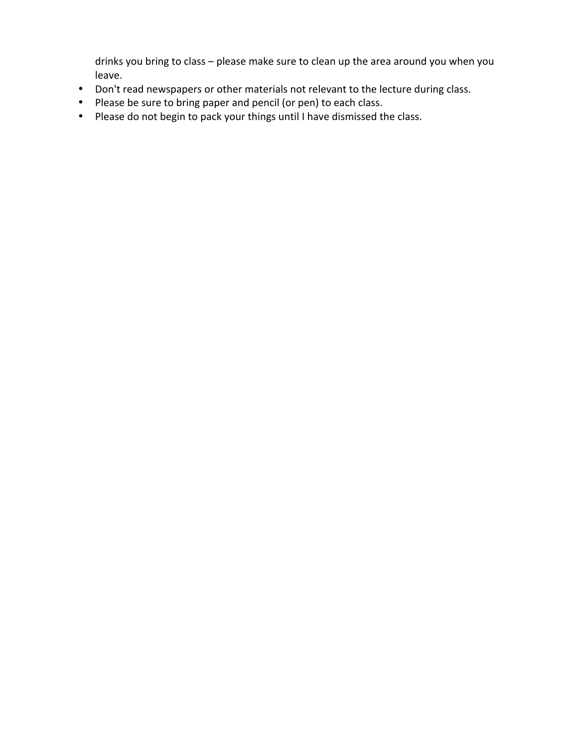drinks you bring to class – please make sure to clean up the area around you when you leave.

- Don't read newspapers or other materials not relevant to the lecture during class.
- Please be sure to bring paper and pencil (or pen) to each class.
- Please do not begin to pack your things until I have dismissed the class.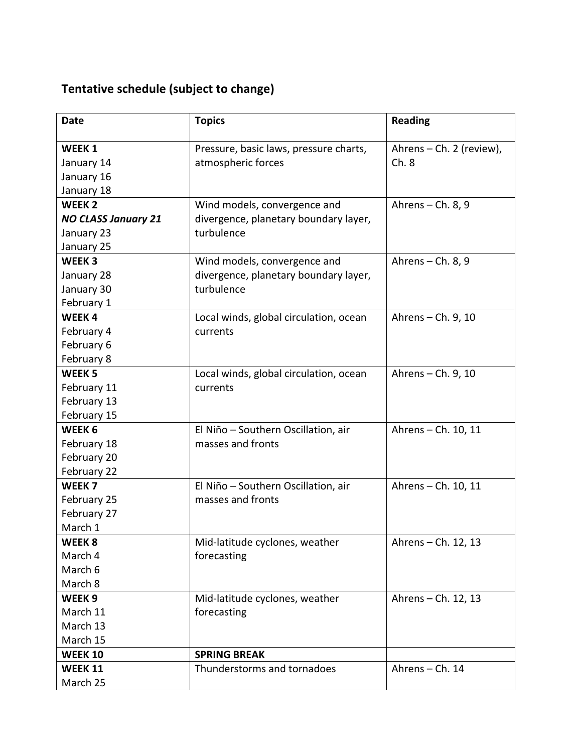## Tentative schedule (subject to change)

| Date | Topics | Reading |
|---|---|---|
| **WEEK 1**<br>January 14<br>January 16<br>January 18 | Pressure, basic laws, pressure charts, atmospheric forces | Ahrens – Ch. 2 (review), Ch. 8 |
| **WEEK 2**<br>***NO CLASS January 21***<br>January 23<br>January 25 | Wind models, convergence and divergence, planetary boundary layer, turbulence | Ahrens – Ch. 8, 9 |
| **WEEK 3**<br>January 28<br>January 30<br>February 1 | Wind models, convergence and divergence, planetary boundary layer, turbulence | Ahrens – Ch. 8, 9 |
| **WEEK 4**<br>February 4<br>February 6<br>February 8 | Local winds, global circulation, ocean currents | Ahrens – Ch. 9, 10 |
| **WEEK 5**<br>February 11<br>February 13<br>February 15 | Local winds, global circulation, ocean currents | Ahrens – Ch. 9, 10 |
| **WEEK 6**<br>February 18<br>February 20<br>February 22 | El Niño – Southern Oscillation, air masses and fronts | Ahrens – Ch. 10, 11 |
| **WEEK 7**<br>February 25<br>February 27<br>March 1 | El Niño – Southern Oscillation, air masses and fronts | Ahrens – Ch. 10, 11 |
| **WEEK 8**<br>March 4<br>March 6<br>March 8 | Mid-latitude cyclones, weather forecasting | Ahrens – Ch. 12, 13 |
| **WEEK 9**<br>March 11<br>March 13<br>March 15 | Mid-latitude cyclones, weather forecasting | Ahrens – Ch. 12, 13 |
| **WEEK 10** | **SPRING BREAK** | |
| **WEEK 11**<br>March 25 | Thunderstorms and tornadoes | Ahrens – Ch. 14 |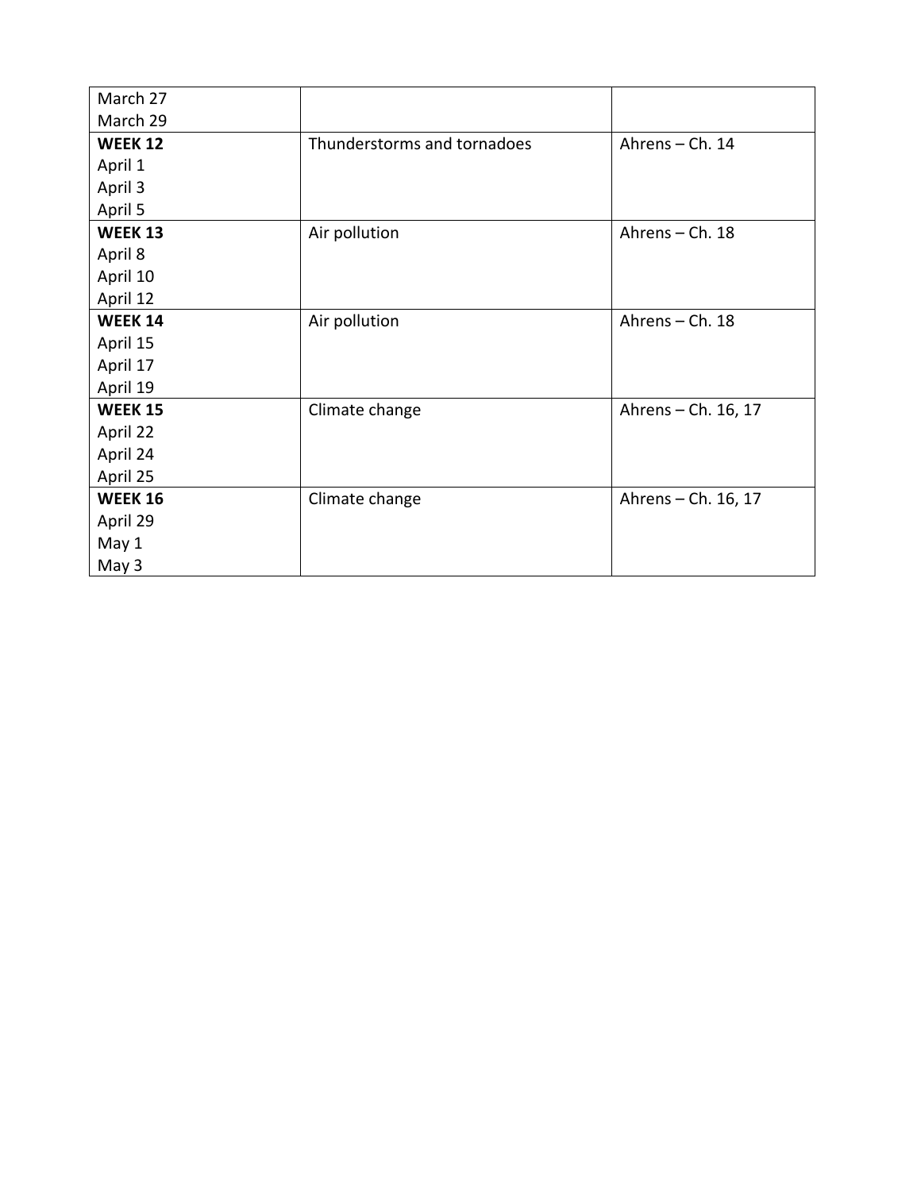| | | |
|---|---|---|
| March 27<br>March 29 | | |
| **WEEK 12**<br>April 1<br>April 3<br>April 5 | Thunderstorms and tornadoes | Ahrens – Ch. 14 |
| **WEEK 13**<br>April 8<br>April 10<br>April 12 | Air pollution | Ahrens – Ch. 18 |
| **WEEK 14**<br>April 15<br>April 17<br>April 19 | Air pollution | Ahrens – Ch. 18 |
| **WEEK 15**<br>April 22<br>April 24<br>April 25 | Climate change | Ahrens – Ch. 16, 17 |
| **WEEK 16**<br>April 29<br>May 1<br>May 3 | Climate change | Ahrens – Ch. 16, 17 |